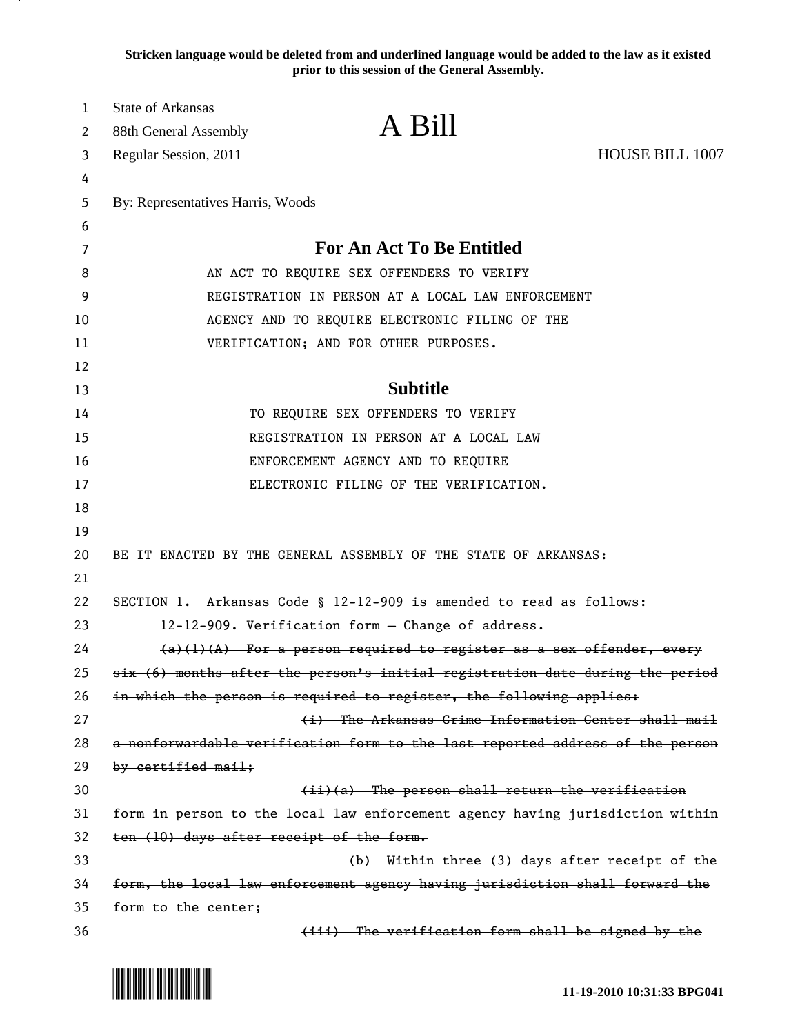**Stricken language would be deleted from and underlined language would be added to the law as it existed prior to this session of the General Assembly.**

State of Arkansas
88th General Assembly
Regular Session, 2011

# A Bill

HOUSE BILL 1007

By: Representatives Harris, Woods

## For An Act To Be Entitled

AN ACT TO REQUIRE SEX OFFENDERS TO VERIFY REGISTRATION IN PERSON AT A LOCAL LAW ENFORCEMENT AGENCY AND TO REQUIRE ELECTRONIC FILING OF THE VERIFICATION; AND FOR OTHER PURPOSES.

## Subtitle

TO REQUIRE SEX OFFENDERS TO VERIFY REGISTRATION IN PERSON AT A LOCAL LAW ENFORCEMENT AGENCY AND TO REQUIRE ELECTRONIC FILING OF THE VERIFICATION.

BE IT ENACTED BY THE GENERAL ASSEMBLY OF THE STATE OF ARKANSAS:

SECTION 1. Arkansas Code § 12-12-909 is amended to read as follows:

12-12-909. Verification form — Change of address.

~~(a)(1)(A) For a person required to register as a sex offender, every six (6) months after the person's initial registration date during the period in which the person is required to register, the following applies:~~

~~(i) The Arkansas Crime Information Center shall mail a nonforwardable verification form to the last reported address of the person by certified mail;~~

~~(ii)(a) The person shall return the verification form in person to the local law enforcement agency having jurisdiction within ten (10) days after receipt of the form.~~

~~(b) Within three (3) days after receipt of the form, the local law enforcement agency having jurisdiction shall forward the form to the center;~~

~~(iii) The verification form shall be signed by the~~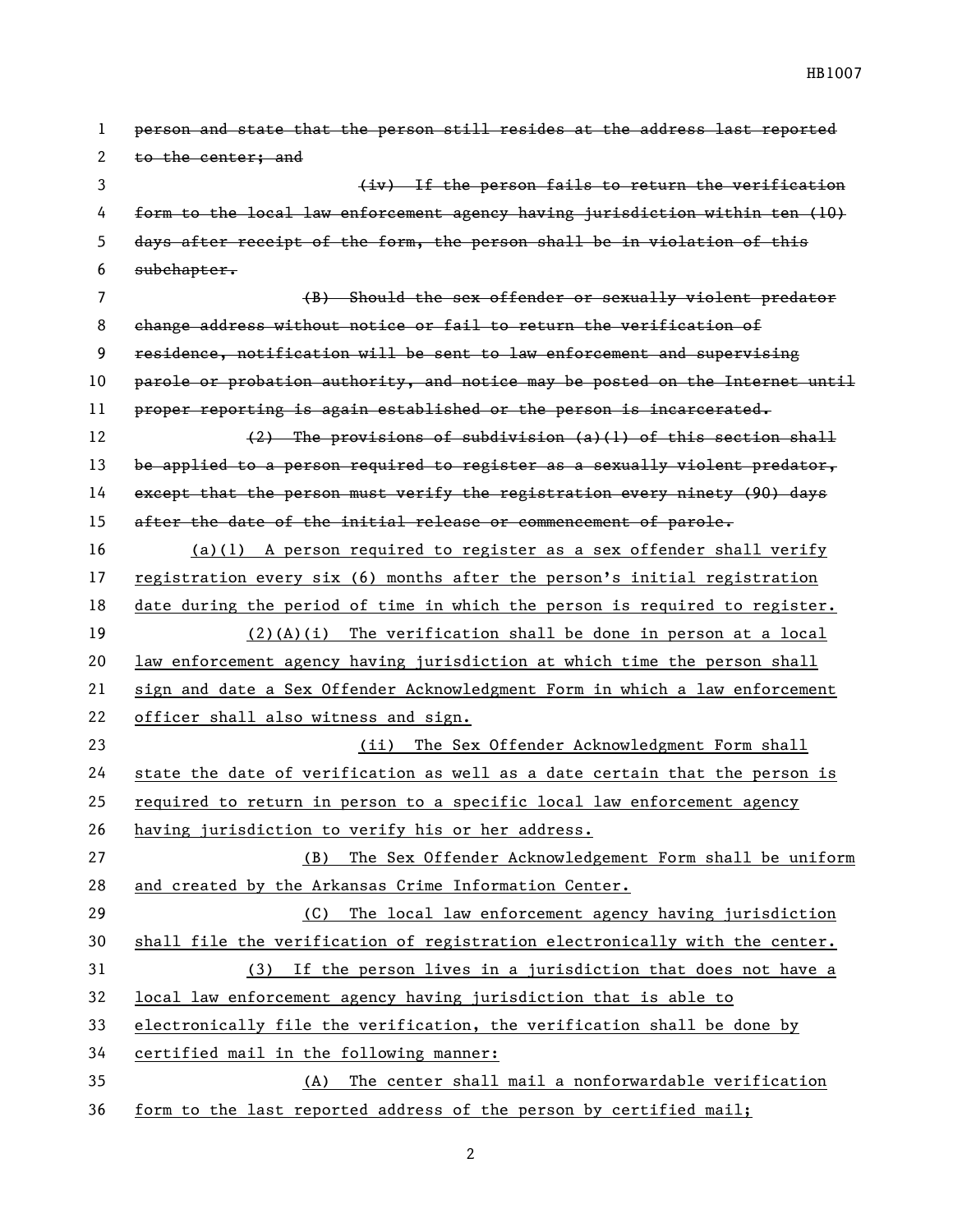~~person and state that the person still resides at the address last reported to the center; and~~

~~(iv) If the person fails to return the verification form to the local law enforcement agency having jurisdiction within ten (10) days after receipt of the form, the person shall be in violation of this subchapter.~~

~~(B) Should the sex offender or sexually violent predator change address without notice or fail to return the verification of residence, notification will be sent to law enforcement and supervising parole or probation authority, and notice may be posted on the Internet until proper reporting is again established or the person is incarcerated.~~

~~(2) The provisions of subdivision (a)(1) of this section shall be applied to a person required to register as a sexually violent predator, except that the person must verify the registration every ninety (90) days after the date of the initial release or commencement of parole.~~

<u>(a)(1) A person required to register as a sex offender shall verify registration every six (6) months after the person's initial registration date during the period of time in which the person is required to register.</u>

<u>(2)(A)(i) The verification shall be done in person at a local law enforcement agency having jurisdiction at which time the person shall sign and date a Sex Offender Acknowledgment Form in which a law enforcement officer shall also witness and sign.</u>

<u>(ii) The Sex Offender Acknowledgment Form shall state the date of verification as well as a date certain that the person is required to return in person to a specific local law enforcement agency having jurisdiction to verify his or her address.</u>

<u>(B) The Sex Offender Acknowledgement Form shall be uniform and created by the Arkansas Crime Information Center.</u>

<u>(C) The local law enforcement agency having jurisdiction shall file the verification of registration electronically with the center.</u>

<u>(3) If the person lives in a jurisdiction that does not have a local law enforcement agency having jurisdiction that is able to electronically file the verification, the verification shall be done by certified mail in the following manner:</u>

<u>(A) The center shall mail a nonforwardable verification form to the last reported address of the person by certified mail;</u>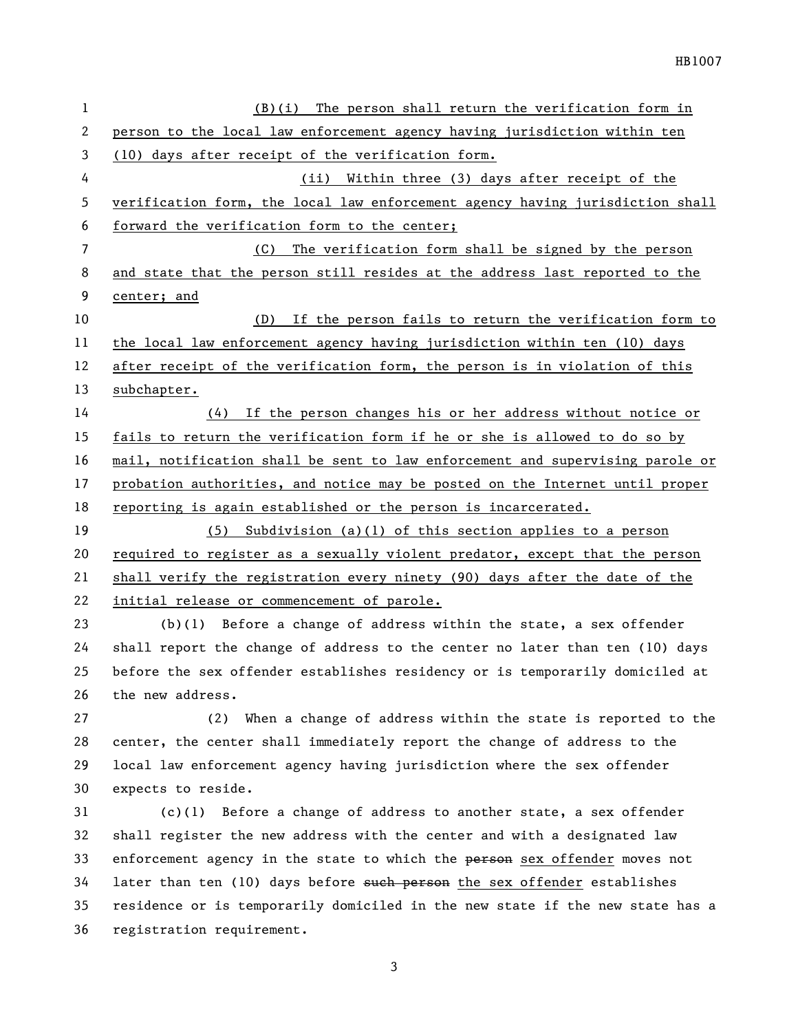(B)(i) The person shall return the verification form in person to the local law enforcement agency having jurisdiction within ten (10) days after receipt of the verification form.

(ii) Within three (3) days after receipt of the verification form, the local law enforcement agency having jurisdiction shall forward the verification form to the center;

(C) The verification form shall be signed by the person and state that the person still resides at the address last reported to the center; and

(D) If the person fails to return the verification form to the local law enforcement agency having jurisdiction within ten (10) days after receipt of the verification form, the person is in violation of this subchapter.

(4) If the person changes his or her address without notice or fails to return the verification form if he or she is allowed to do so by mail, notification shall be sent to law enforcement and supervising parole or probation authorities, and notice may be posted on the Internet until proper reporting is again established or the person is incarcerated.

(5) Subdivision (a)(1) of this section applies to a person required to register as a sexually violent predator, except that the person shall verify the registration every ninety (90) days after the date of the initial release or commencement of parole.

(b)(1) Before a change of address within the state, a sex offender shall report the change of address to the center no later than ten (10) days before the sex offender establishes residency or is temporarily domiciled at the new address.

(2) When a change of address within the state is reported to the center, the center shall immediately report the change of address to the local law enforcement agency having jurisdiction where the sex offender expects to reside.

(c)(1) Before a change of address to another state, a sex offender shall register the new address with the center and with a designated law enforcement agency in the state to which the ~~person~~ sex offender moves not later than ten (10) days before ~~such person~~ the sex offender establishes residence or is temporarily domiciled in the new state if the new state has a registration requirement.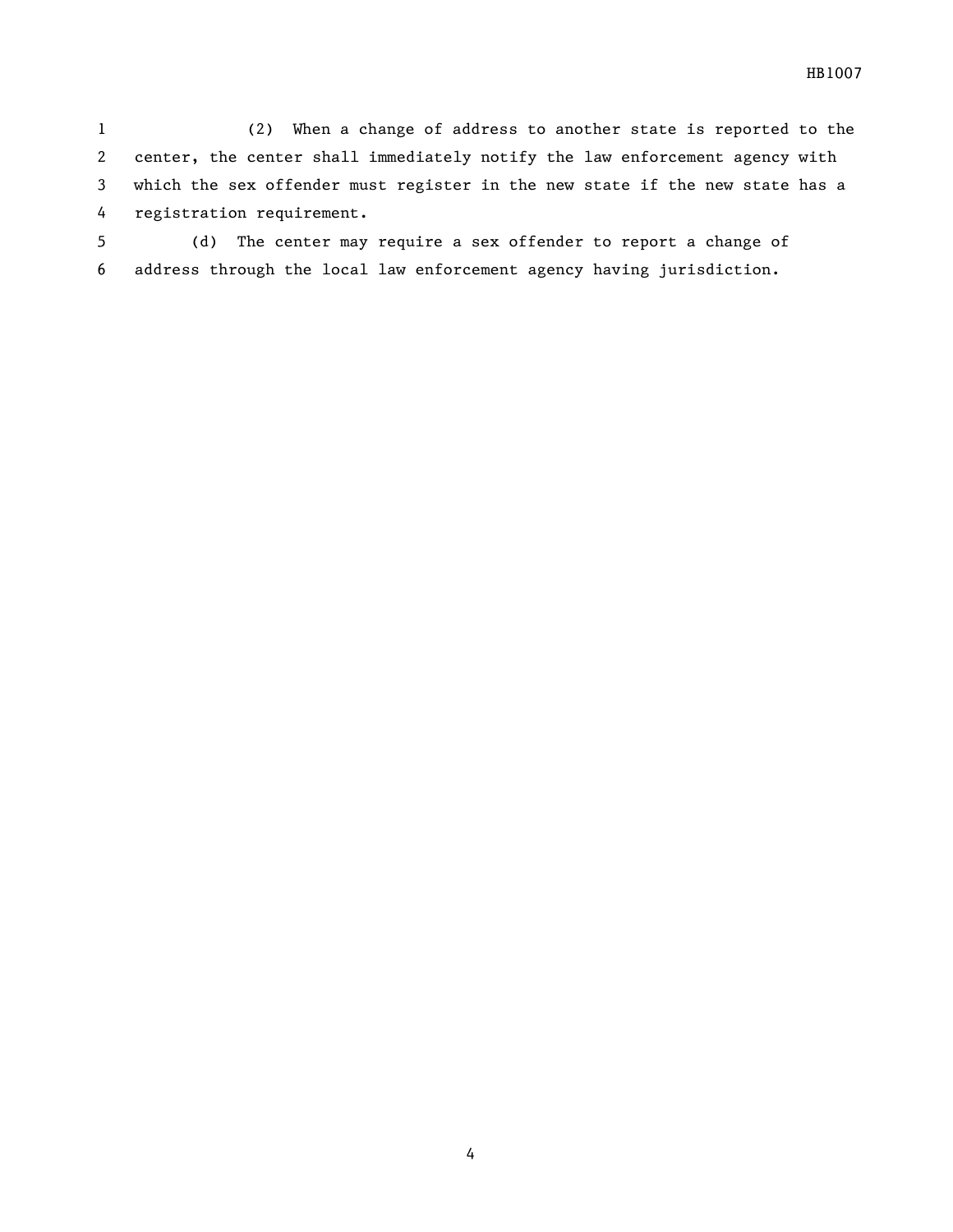(2) When a change of address to another state is reported to the center, the center shall immediately notify the law enforcement agency with which the sex offender must register in the new state if the new state has a registration requirement.

(d) The center may require a sex offender to report a change of address through the local law enforcement agency having jurisdiction.